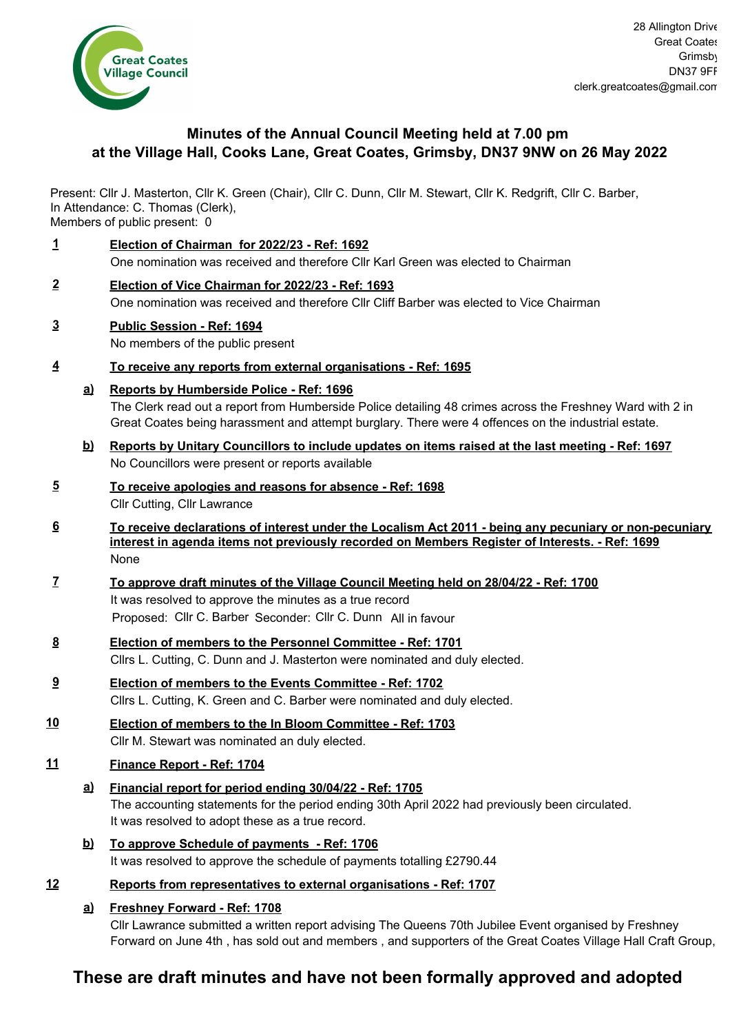Great Coates Village Council

28 Allington Drive
Great Coates
Grimsby
DN37 9FF
clerk.greatcoates@gmail.com

## Minutes of the Annual Council Meeting held at 7.00 pm at the Village Hall, Cooks Lane, Great Coates, Grimsby, DN37 9NW on 26 May 2022

Present: Cllr J. Masterton, Cllr K. Green (Chair), Cllr C. Dunn, Cllr M. Stewart, Cllr K. Redgrift, Cllr C. Barber,
In Attendance: C. Thomas (Clerk),
Members of public present: 0

**1 Election of Chairman for 2022/23 - Ref: 1692**

One nomination was received and therefore Cllr Karl Green was elected to Chairman

**2 Election of Vice Chairman for 2022/23 - Ref: 1693**

One nomination was received and therefore Cllr Cliff Barber was elected to Vice Chairman

**3 Public Session - Ref: 1694**

No members of the public present

**4 To receive any reports from external organisations - Ref: 1695**

**a) Reports by Humberside Police - Ref: 1696**

The Clerk read out a report from Humberside Police detailing 48 crimes across the Freshney Ward with 2 in Great Coates being harassment and attempt burglary. There were 4 offences on the industrial estate.

**b) Reports by Unitary Councillors to include updates on items raised at the last meeting - Ref: 1697**

No Councillors were present or reports available

**5 To receive apologies and reasons for absence - Ref: 1698**

Cllr Cutting, Cllr Lawrance

**6 To receive declarations of interest under the Localism Act 2011 - being any pecuniary or non-pecuniary interest in agenda items not previously recorded on Members Register of Interests. - Ref: 1699**

None

**7 To approve draft minutes of the Village Council Meeting held on 28/04/22 - Ref: 1700**

It was resolved to approve the minutes as a true record

Proposed: Cllr C. Barber Seconder: Cllr C. Dunn All in favour

**8 Election of members to the Personnel Committee - Ref: 1701**

Cllrs L. Cutting, C. Dunn and J. Masterton were nominated and duly elected.

**9 Election of members to the Events Committee - Ref: 1702**

Cllrs L. Cutting, K. Green and C. Barber were nominated and duly elected.

**10 Election of members to the In Bloom Committee - Ref: 1703**

Cllr M. Stewart was nominated an duly elected.

**11 Finance Report - Ref: 1704**

**a) Financial report for period ending 30/04/22 - Ref: 1705**

The accounting statements for the period ending 30th April 2022 had previously been circulated. It was resolved to adopt these as a true record.

**b) To approve Schedule of payments - Ref: 1706**

It was resolved to approve the schedule of payments totalling £2790.44

**12 Reports from representatives to external organisations - Ref: 1707**

**a) Freshney Forward - Ref: 1708**

Cllr Lawrance submitted a written report advising The Queens 70th Jubilee Event organised by Freshney Forward on June 4th , has sold out and members , and supporters of the Great Coates Village Hall Craft Group,

**These are draft minutes and have not been formally approved and adopted**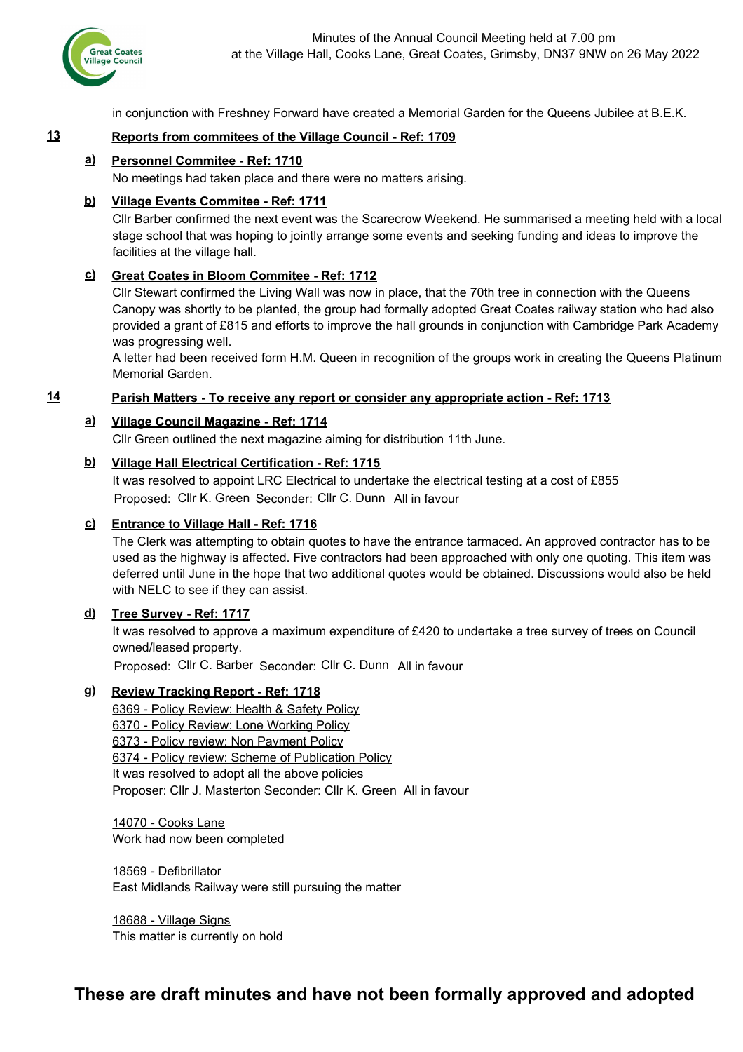in conjunction with Freshney Forward have created a Memorial Garden for the Queens Jubilee at B.E.K.

## 13 Reports from commitees of the Village Council - Ref: 1709

### a) Personnel Commitee - Ref: 1710

No meetings had taken place and there were no matters arising.

### b) Village Events Commitee - Ref: 1711

Cllr Barber confirmed the next event was the Scarecrow Weekend. He summarised a meeting held with a local stage school that was hoping to jointly arrange some events and seeking funding and ideas to improve the facilities at the village hall.

### c) Great Coates in Bloom Commitee - Ref: 1712

Cllr Stewart confirmed the Living Wall was now in place, that the 70th tree in connection with the Queens Canopy was shortly to be planted, the group had formally adopted Great Coates railway station who had also provided a grant of £815 and efforts to improve the hall grounds in conjunction with Cambridge Park Academy was progressing well.

A letter had been received form H.M. Queen in recognition of the groups work in creating the Queens Platinum Memorial Garden.

## 14 Parish Matters - To receive any report or consider any appropriate action - Ref: 1713

### a) Village Council Magazine - Ref: 1714

Cllr Green outlined the next magazine aiming for distribution 11th June.

### b) Village Hall Electrical Certification - Ref: 1715

It was resolved to appoint LRC Electrical to undertake the electrical testing at a cost of £855

Proposed: Cllr K. Green Seconder: Cllr C. Dunn All in favour

### c) Entrance to Village Hall - Ref: 1716

The Clerk was attempting to obtain quotes to have the entrance tarmaced. An approved contractor has to be used as the highway is affected. Five contractors had been approached with only one quoting. This item was deferred until June in the hope that two additional quotes would be obtained. Discussions would also be held with NELC to see if they can assist.

### d) Tree Survey - Ref: 1717

It was resolved to approve a maximum expenditure of £420 to undertake a tree survey of trees on Council owned/leased property.

Proposed: Cllr C. Barber Seconder: Cllr C. Dunn All in favour

### g) Review Tracking Report - Ref: 1718

6369 - Policy Review: Health & Safety Policy
6370 - Policy Review: Lone Working Policy
6373 - Policy review: Non Payment Policy
6374 - Policy review: Scheme of Publication Policy
It was resolved to adopt all the above policies
Proposer: Cllr J. Masterton Seconder: Cllr K. Green All in favour

14070 - Cooks Lane
Work had now been completed

18569 - Defibrillator
East Midlands Railway were still pursuing the matter

18688 - Village Signs
This matter is currently on hold

**These are draft minutes and have not been formally approved and adopted**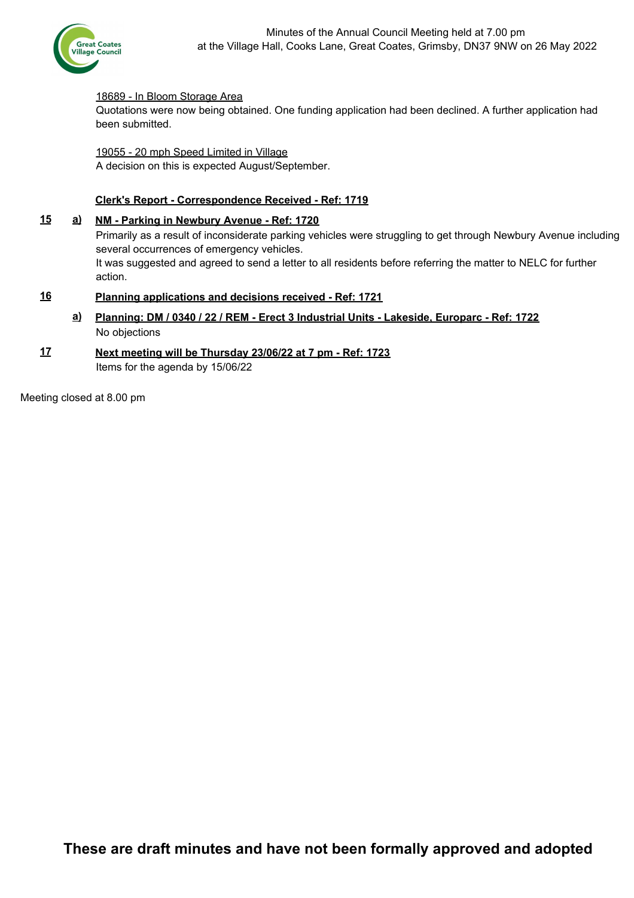18689 - In Bloom Storage Area

Quotations were now being obtained. One funding application had been declined. A further application had been submitted.

19055 - 20 mph Speed Limited in Village

A decision on this is expected August/September.

**Clerk's Report - Correspondence Received - Ref: 1719**

**15 a) NM - Parking in Newbury Avenue - Ref: 1720**

Primarily as a result of inconsiderate parking vehicles were struggling to get through Newbury Avenue including several occurrences of emergency vehicles.

It was suggested and agreed to send a letter to all residents before referring the matter to NELC for further action.

**16 Planning applications and decisions received - Ref: 1721**

**a) Planning: DM / 0340 / 22 / REM - Erect 3 Industrial Units - Lakeside, Europarc - Ref: 1722**

No objections

**17 Next meeting will be Thursday 23/06/22 at 7 pm - Ref: 1723**

Items for the agenda by 15/06/22

Meeting closed at 8.00 pm

**These are draft minutes and have not been formally approved and adopted**